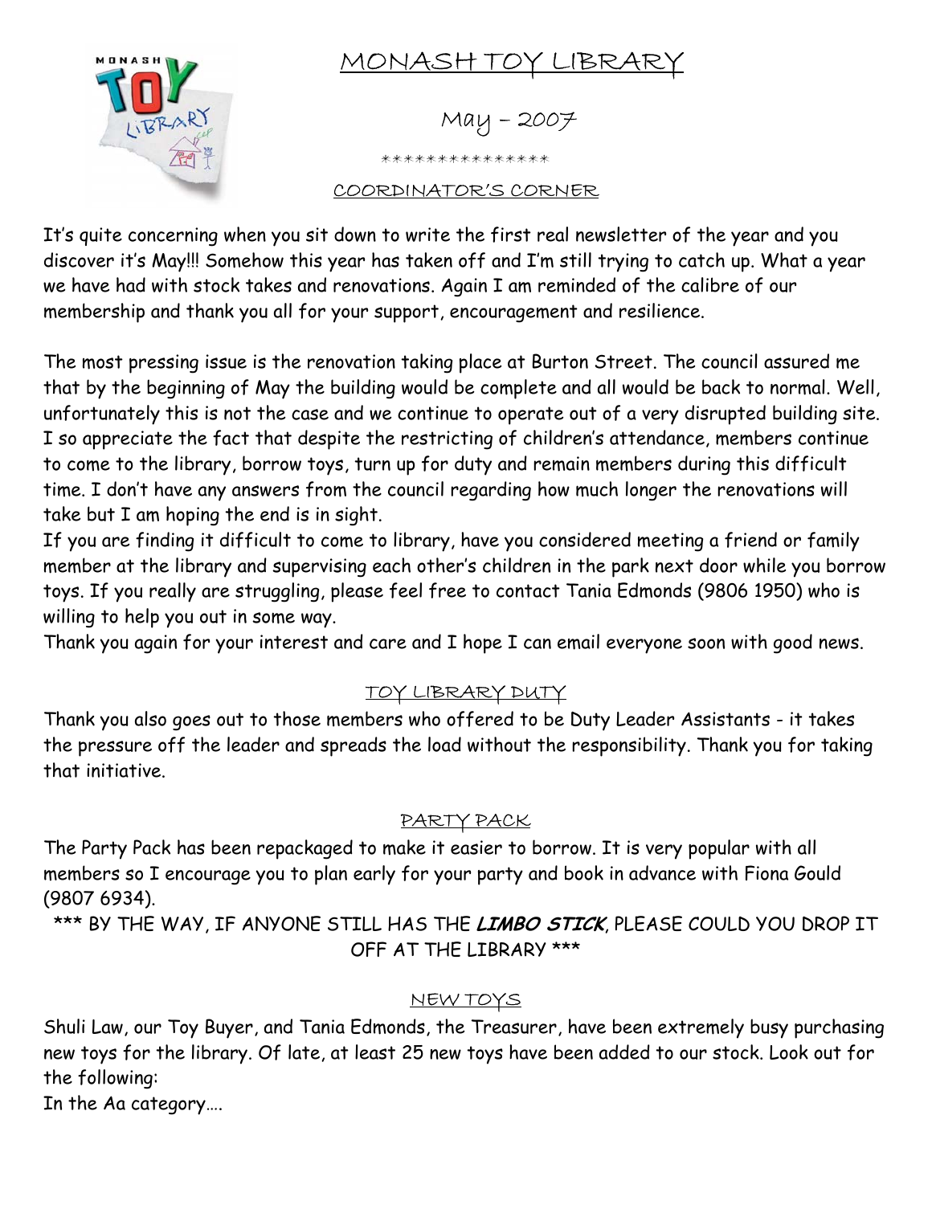# MONASH TOY LIBRARY

May – 2007

\*\*\*\*\*\*\*\*\*\*\*\*\*\*\*\*

## COORDINATOR'S CORNER

It's quite concerning when you sit down to write the first real newsletter of the year and you discover it's May!!! Somehow this year has taken off and I'm still trying to catch up. What a year we have had with stock takes and renovations. Again I am reminded of the calibre of our membership and thank you all for your support, encouragement and resilience.

The most pressing issue is the renovation taking place at Burton Street. The council assured me that by the beginning of May the building would be complete and all would be back to normal. Well, unfortunately this is not the case and we continue to operate out of a very disrupted building site. I so appreciate the fact that despite the restricting of children's attendance, members continue to come to the library, borrow toys, turn up for duty and remain members during this difficult time. I don't have any answers from the council regarding how much longer the renovations will take but I am hoping the end is in sight.

If you are finding it difficult to come to library, have you considered meeting a friend or family member at the library and supervising each other's children in the park next door while you borrow toys. If you really are struggling, please feel free to contact Tania Edmonds (9806 1950) who is willing to help you out in some way.

Thank you again for your interest and care and I hope I can email everyone soon with good news.

## TOY LIBRARY DUTY

Thank you also goes out to those members who offered to be Duty Leader Assistants - it takes the pressure off the leader and spreads the load without the responsibility. Thank you for taking that initiative.

## PARTY PACK

The Party Pack has been repackaged to make it easier to borrow. It is very popular with all members so I encourage you to plan early for your party and book in advance with Fiona Gould (9807 6934).

\*\*\* BY THE WAY, IF ANYONE STILL HAS THE ***LIMBO STICK***, PLEASE COULD YOU DROP IT OFF AT THE LIBRARY \*\*\*

## NEW TOYS

Shuli Law, our Toy Buyer, and Tania Edmonds, the Treasurer, have been extremely busy purchasing new toys for the library. Of late, at least 25 new toys have been added to our stock. Look out for the following:

In the Aa category….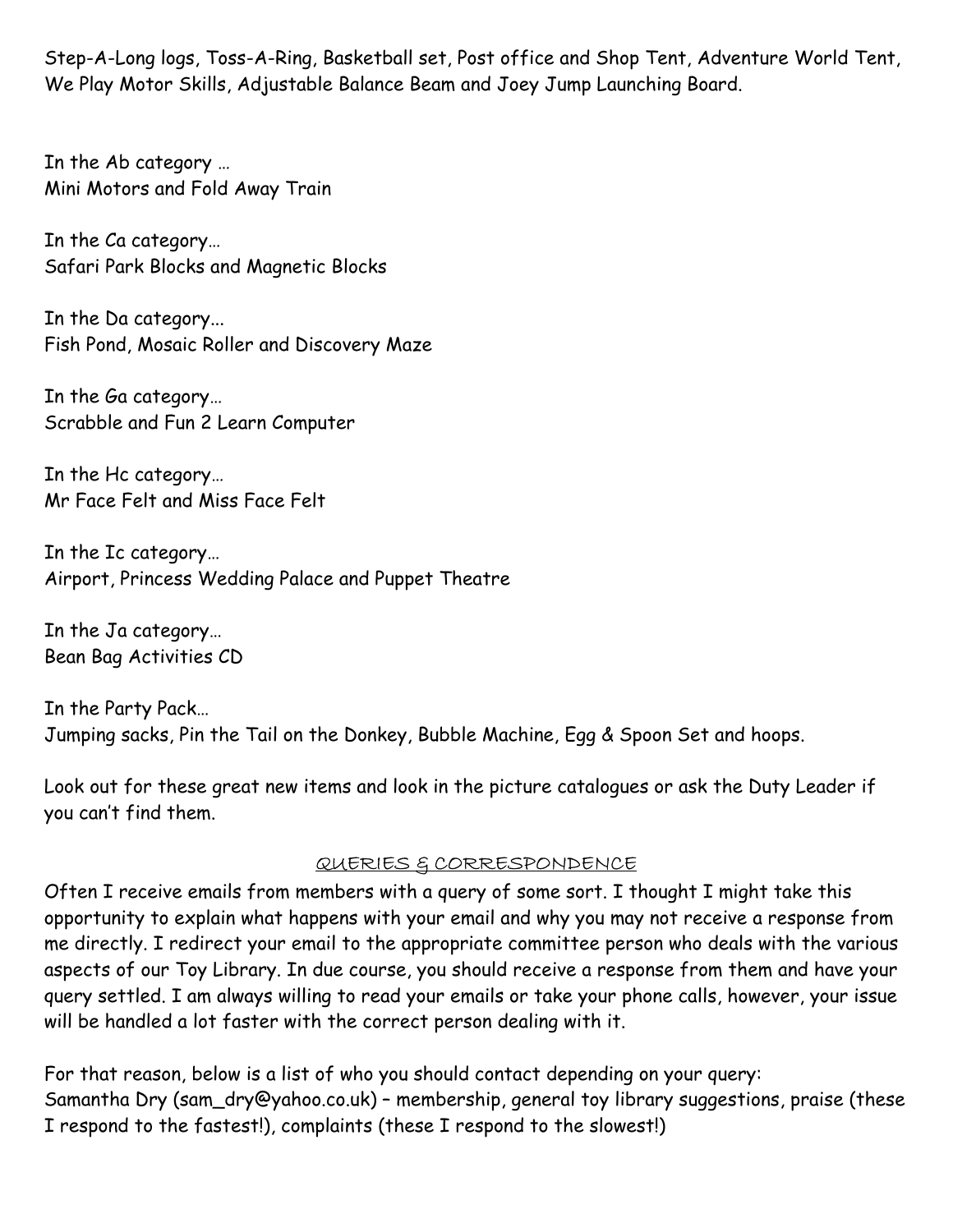Step-A-Long logs, Toss-A-Ring, Basketball set, Post office and Shop Tent, Adventure World Tent, We Play Motor Skills, Adjustable Balance Beam and Joey Jump Launching Board.

In the Ab category …
Mini Motors and Fold Away Train

In the Ca category…
Safari Park Blocks and Magnetic Blocks

In the Da category...
Fish Pond, Mosaic Roller and Discovery Maze

In the Ga category…
Scrabble and Fun 2 Learn Computer

In the Hc category…
Mr Face Felt and Miss Face Felt

In the Ic category…
Airport, Princess Wedding Palace and Puppet Theatre

In the Ja category…
Bean Bag Activities CD

In the Party Pack…
Jumping sacks, Pin the Tail on the Donkey, Bubble Machine, Egg & Spoon Set and hoops.

Look out for these great new items and look in the picture catalogues or ask the Duty Leader if you can't find them.

## QUERIES & CORRESPONDENCE

Often I receive emails from members with a query of some sort. I thought I might take this opportunity to explain what happens with your email and why you may not receive a response from me directly. I redirect your email to the appropriate committee person who deals with the various aspects of our Toy Library. In due course, you should receive a response from them and have your query settled. I am always willing to read your emails or take your phone calls, however, your issue will be handled a lot faster with the correct person dealing with it.

For that reason, below is a list of who you should contact depending on your query:
Samantha Dry (sam_dry@yahoo.co.uk) – membership, general toy library suggestions, praise (these I respond to the fastest!), complaints (these I respond to the slowest!)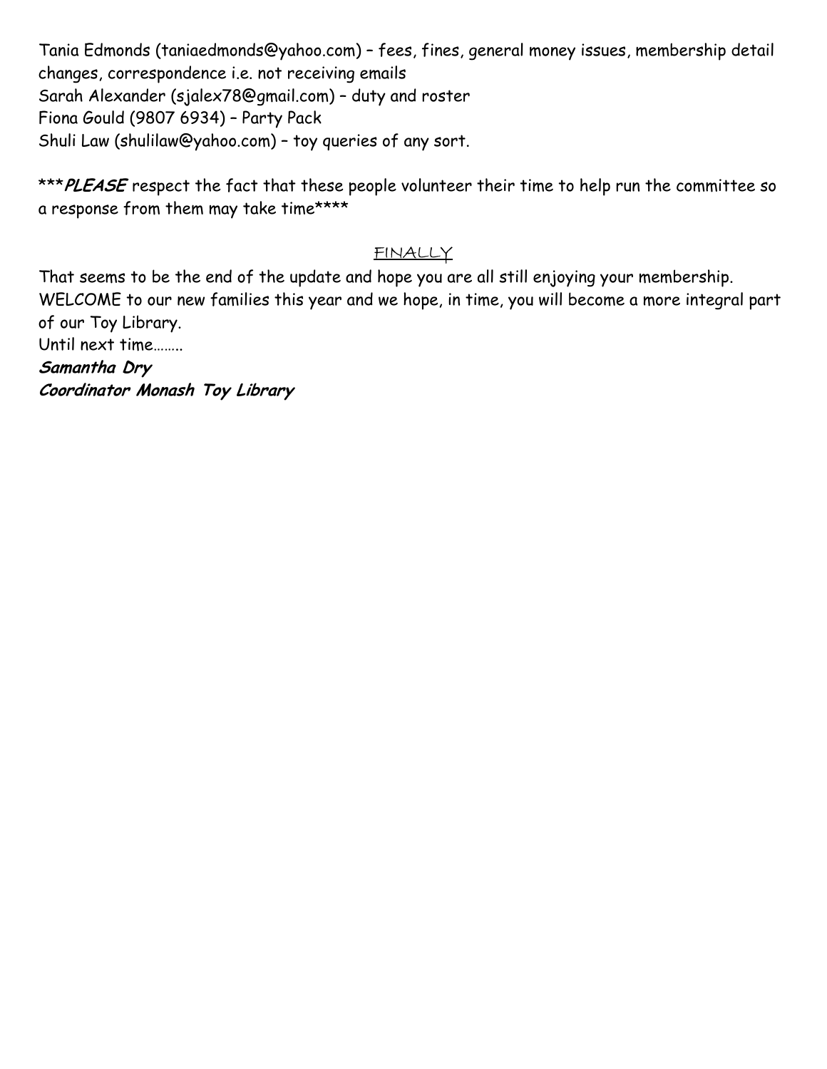Tania Edmonds (taniaedmonds@yahoo.com) – fees, fines, general money issues, membership detail changes, correspondence i.e. not receiving emails
Sarah Alexander (sjalex78@gmail.com) – duty and roster
Fiona Gould (9807 6934) – Party Pack
Shuli Law (shulilaw@yahoo.com) – toy queries of any sort.

***PLEASE*** respect the fact that these people volunteer their time to help run the committee so a response from them may take time****

## FINALLY

That seems to be the end of the update and hope you are all still enjoying your membership. WELCOME to our new families this year and we hope, in time, you will become a more integral part of our Toy Library.
Until next time……..
***Samantha Dry***
***Coordinator Monash Toy Library***